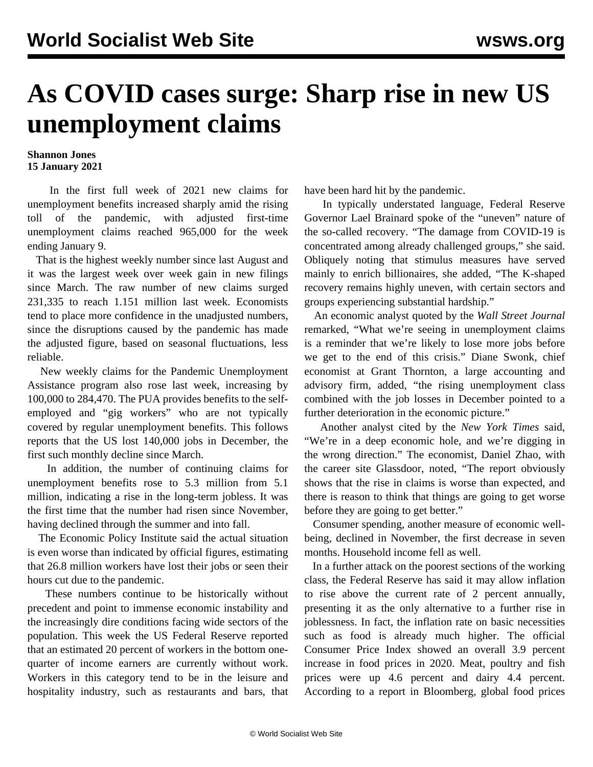# As COVID cases surge: Sharp rise in new US unemployment claims

**Shannon Jones**
**15 January 2021**

In the first full week of 2021 new claims for unemployment benefits increased sharply amid the rising toll of the pandemic, with adjusted first-time unemployment claims reached 965,000 for the week ending January 9.

That is the highest weekly number since last August and it was the largest week over week gain in new filings since March. The raw number of new claims surged 231,335 to reach 1.151 million last week. Economists tend to place more confidence in the unadjusted numbers, since the disruptions caused by the pandemic has made the adjusted figure, based on seasonal fluctuations, less reliable.

New weekly claims for the Pandemic Unemployment Assistance program also rose last week, increasing by 100,000 to 284,470. The PUA provides benefits to the self-employed and "gig workers" who are not typically covered by regular unemployment benefits. This follows reports that the US lost 140,000 jobs in December, the first such monthly decline since March.

In addition, the number of continuing claims for unemployment benefits rose to 5.3 million from 5.1 million, indicating a rise in the long-term jobless. It was the first time that the number had risen since November, having declined through the summer and into fall.

The Economic Policy Institute said the actual situation is even worse than indicated by official figures, estimating that 26.8 million workers have lost their jobs or seen their hours cut due to the pandemic.

These numbers continue to be historically without precedent and point to immense economic instability and the increasingly dire conditions facing wide sectors of the population. This week the US Federal Reserve reported that an estimated 20 percent of workers in the bottom one-quarter of income earners are currently without work. Workers in this category tend to be in the leisure and hospitality industry, such as restaurants and bars, that have been hard hit by the pandemic.

In typically understated language, Federal Reserve Governor Lael Brainard spoke of the "uneven" nature of the so-called recovery. "The damage from COVID-19 is concentrated among already challenged groups," she said. Obliquely noting that stimulus measures have served mainly to enrich billionaires, she added, "The K-shaped recovery remains highly uneven, with certain sectors and groups experiencing substantial hardship."

An economic analyst quoted by the *Wall Street Journal* remarked, "What we're seeing in unemployment claims is a reminder that we're likely to lose more jobs before we get to the end of this crisis." Diane Swonk, chief economist at Grant Thornton, a large accounting and advisory firm, added, "the rising unemployment class combined with the job losses in December pointed to a further deterioration in the economic picture."

Another analyst cited by the *New York Times* said, "We're in a deep economic hole, and we're digging in the wrong direction." The economist, Daniel Zhao, with the career site Glassdoor, noted, "The report obviously shows that the rise in claims is worse than expected, and there is reason to think that things are going to get worse before they are going to get better."

Consumer spending, another measure of economic well-being, declined in November, the first decrease in seven months. Household income fell as well.

In a further attack on the poorest sections of the working class, the Federal Reserve has said it may allow inflation to rise above the current rate of 2 percent annually, presenting it as the only alternative to a further rise in joblessness. In fact, the inflation rate on basic necessities such as food is already much higher. The official Consumer Price Index showed an overall 3.9 percent increase in food prices in 2020. Meat, poultry and fish prices were up 4.6 percent and dairy 4.4 percent. According to a report in Bloomberg, global food prices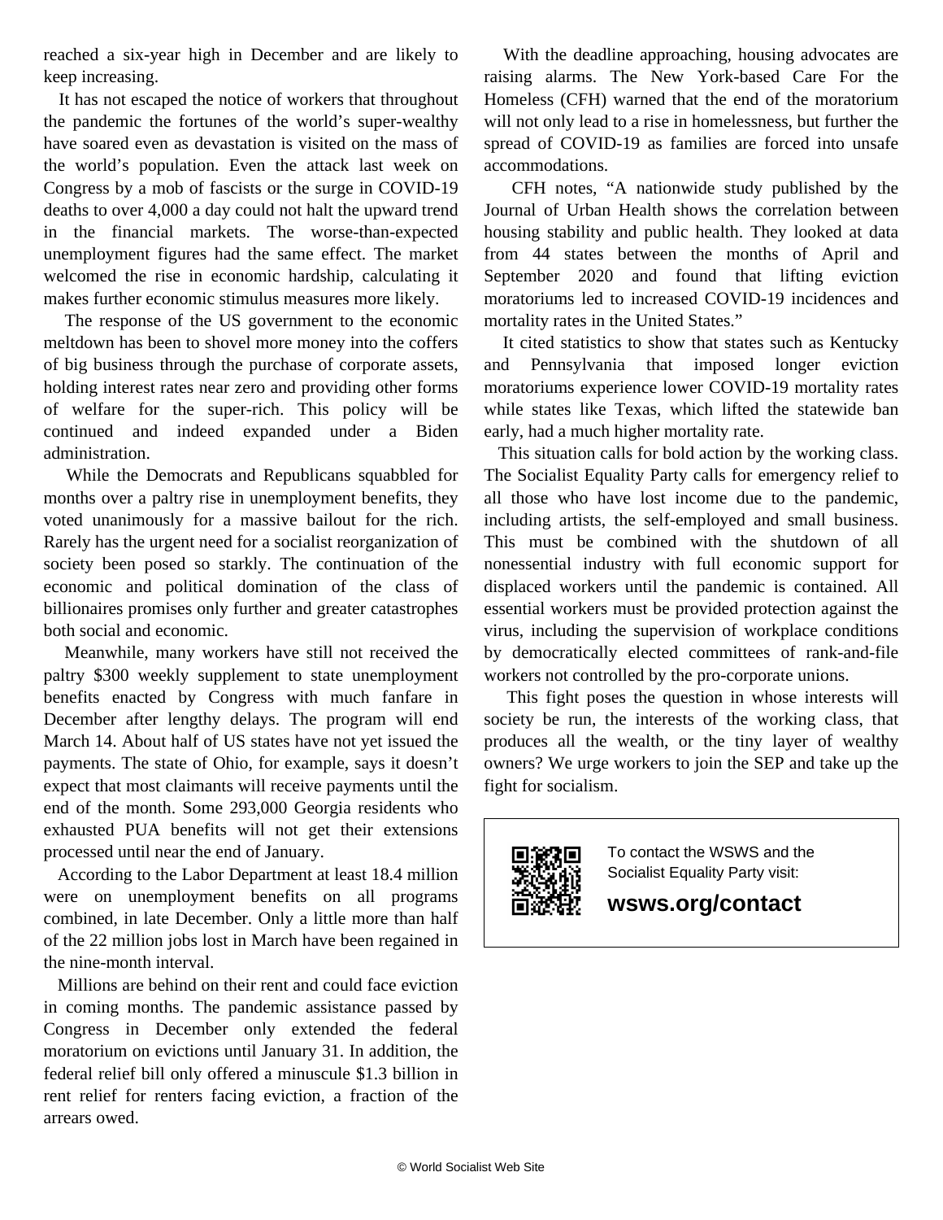reached a six-year high in December and are likely to keep increasing.

It has not escaped the notice of workers that throughout the pandemic the fortunes of the world's super-wealthy have soared even as devastation is visited on the mass of the world's population. Even the attack last week on Congress by a mob of fascists or the surge in COVID-19 deaths to over 4,000 a day could not halt the upward trend in the financial markets. The worse-than-expected unemployment figures had the same effect. The market welcomed the rise in economic hardship, calculating it makes further economic stimulus measures more likely.

The response of the US government to the economic meltdown has been to shovel more money into the coffers of big business through the purchase of corporate assets, holding interest rates near zero and providing other forms of welfare for the super-rich. This policy will be continued and indeed expanded under a Biden administration.

While the Democrats and Republicans squabbled for months over a paltry rise in unemployment benefits, they voted unanimously for a massive bailout for the rich. Rarely has the urgent need for a socialist reorganization of society been posed so starkly. The continuation of the economic and political domination of the class of billionaires promises only further and greater catastrophes both social and economic.

Meanwhile, many workers have still not received the paltry $300 weekly supplement to state unemployment benefits enacted by Congress with much fanfare in December after lengthy delays. The program will end March 14. About half of US states have not yet issued the payments. The state of Ohio, for example, says it doesn't expect that most claimants will receive payments until the end of the month. Some 293,000 Georgia residents who exhausted PUA benefits will not get their extensions processed until near the end of January.

According to the Labor Department at least 18.4 million were on unemployment benefits on all programs combined, in late December. Only a little more than half of the 22 million jobs lost in March have been regained in the nine-month interval.

Millions are behind on their rent and could face eviction in coming months. The pandemic assistance passed by Congress in December only extended the federal moratorium on evictions until January 31. In addition, the federal relief bill only offered a minuscule $1.3 billion in rent relief for renters facing eviction, a fraction of the arrears owed.

With the deadline approaching, housing advocates are raising alarms. The New York-based Care For the Homeless (CFH) warned that the end of the moratorium will not only lead to a rise in homelessness, but further the spread of COVID-19 as families are forced into unsafe accommodations.

CFH notes, "A nationwide study published by the Journal of Urban Health shows the correlation between housing stability and public health. They looked at data from 44 states between the months of April and September 2020 and found that lifting eviction moratoriums led to increased COVID-19 incidences and mortality rates in the United States."

It cited statistics to show that states such as Kentucky and Pennsylvania that imposed longer eviction moratoriums experience lower COVID-19 mortality rates while states like Texas, which lifted the statewide ban early, had a much higher mortality rate.

This situation calls for bold action by the working class. The Socialist Equality Party calls for emergency relief to all those who have lost income due to the pandemic, including artists, the self-employed and small business. This must be combined with the shutdown of all nonessential industry with full economic support for displaced workers until the pandemic is contained. All essential workers must be provided protection against the virus, including the supervision of workplace conditions by democratically elected committees of rank-and-file workers not controlled by the pro-corporate unions.

This fight poses the question in whose interests will society be run, the interests of the working class, that produces all the wealth, or the tiny layer of wealthy owners? We urge workers to join the SEP and take up the fight for socialism.

To contact the WSWS and the Socialist Equality Party visit:

**wsws.org/contact**